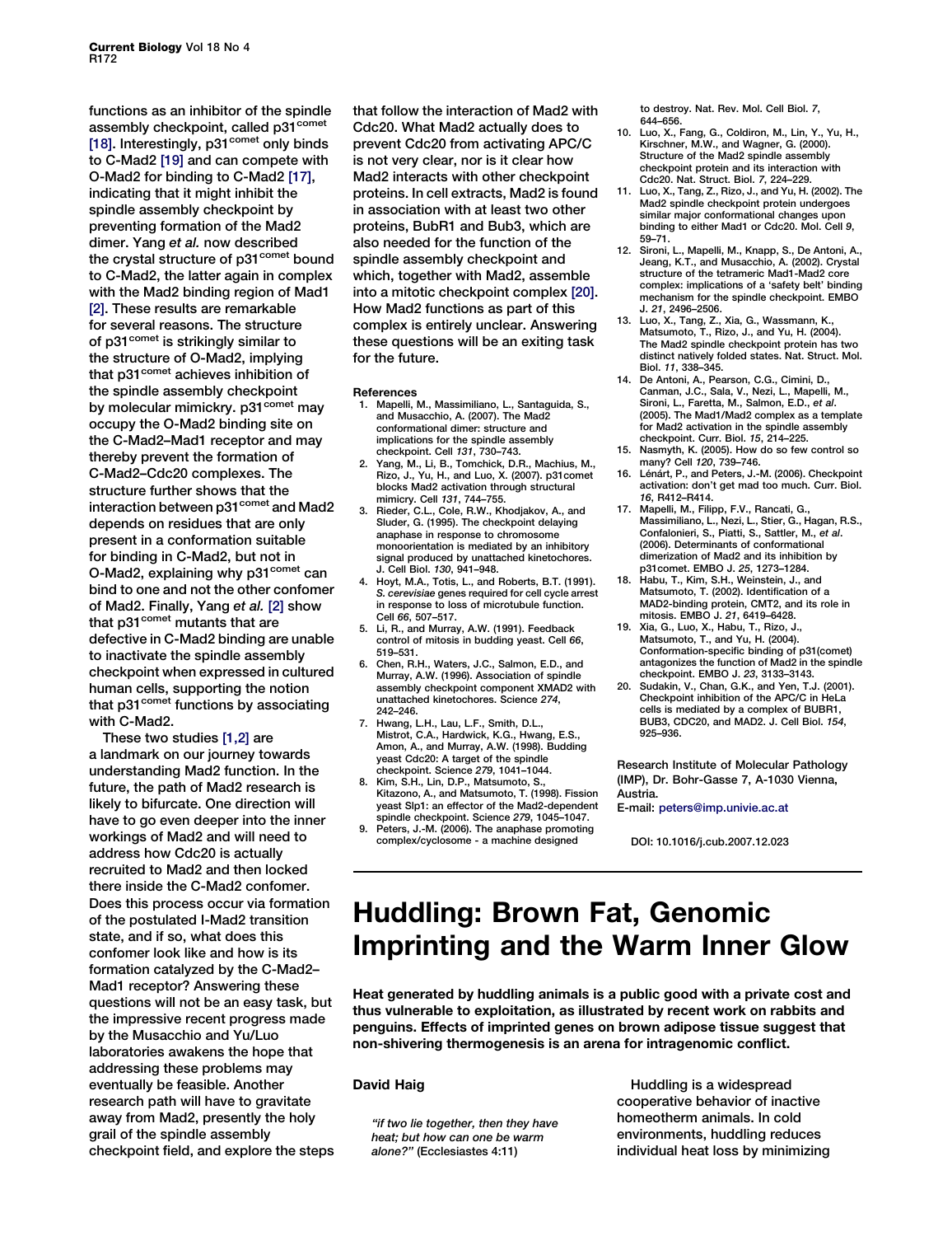functions as an inhibitor of the spindle assembly checkpoint, called p31$^{comet}$ [18]. Interestingly, p31$^{comet}$ only binds to C-Mad2 [19] and can compete with O-Mad2 for binding to C-Mad2 [17], indicating that it might inhibit the spindle assembly checkpoint by preventing formation of the Mad2 dimer. Yang *et al.* now described the crystal structure of p31$^{comet}$ bound to C-Mad2, the latter again in complex with the Mad2 binding region of Mad1 [2]. These results are remarkable for several reasons. The structure of p31$^{comet}$ is strikingly similar to the structure of O-Mad2, implying that p31$^{comet}$ achieves inhibition of the spindle assembly checkpoint by molecular mimickry. p31$^{comet}$ may occupy the O-Mad2 binding site on the C-Mad2–Mad1 receptor and may thereby prevent the formation of C-Mad2–Cdc20 complexes. The structure further shows that the interaction between p31$^{comet}$ and Mad2 depends on residues that are only present in a conformation suitable for binding in C-Mad2, but not in O-Mad2, explaining why p31$^{comet}$ can bind to one and not the other confomer of Mad2. Finally, Yang *et al.* [2] show that p31$^{comet}$ mutants that are defective in C-Mad2 binding are unable to inactivate the spindle assembly checkpoint when expressed in cultured human cells, supporting the notion that p31$^{comet}$ functions by associating with C-Mad2.

These two studies [1,2] are a landmark on our journey towards understanding Mad2 function. In the future, the path of Mad2 research is likely to bifurcate. One direction will have to go even deeper into the inner workings of Mad2 and will need to address how Cdc20 is actually recruited to Mad2 and then locked there inside the C-Mad2 confomer. Does this process occur via formation of the postulated I-Mad2 transition state, and if so, what does this confomer look like and how is its formation catalyzed by the C-Mad2–Mad1 receptor? Answering these questions will not be an easy task, but the impressive recent progress made by the Musacchio and Yu/Luo laboratories awakens the hope that addressing these problems may eventually be feasible. Another research path will have to gravitate away from Mad2, presently the holy grail of the spindle assembly checkpoint field, and explore the steps that follow the interaction of Mad2 with Cdc20. What Mad2 actually does to prevent Cdc20 from activating APC/C is not very clear, nor is it clear how Mad2 interacts with other checkpoint proteins. In cell extracts, Mad2 is found in association with at least two other proteins, BubR1 and Bub3, which are also needed for the function of the spindle assembly checkpoint and which, together with Mad2, assemble into a mitotic checkpoint complex [20]. How Mad2 functions as part of this complex is entirely unclear. Answering these questions will be an exiting task for the future.

## References

1. Mapelli, M., Massimiliano, L., Santaguida, S., and Musacchio, A. (2007). The Mad2 conformational dimer: structure and implications for the spindle assembly checkpoint. Cell *131*, 730–743.
2. Yang, M., Li, B., Tomchick, D.R., Machius, M., Rizo, J., Yu, H., and Luo, X. (2007). p31comet blocks Mad2 activation through structural mimicry. Cell *131*, 744–755.
3. Rieder, C.L., Cole, R.W., Khodjakov, A., and Sluder, G. (1995). The checkpoint delaying anaphase in response to chromosome monoorientation is mediated by an inhibitory signal produced by unattached kinetochores. J. Cell Biol. *130*, 941–948.
4. Hoyt, M.A., Totis, L., and Roberts, B.T. (1991). *S. cerevisiae* genes required for cell cycle arrest in response to loss of microtubule function. Cell *66*, 507–517.
5. Li, R., and Murray, A.W. (1991). Feedback control of mitosis in budding yeast. Cell *66*, 519–531.
6. Chen, R.H., Waters, J.C., Salmon, E.D., and Murray, A.W. (1996). Association of spindle assembly checkpoint component XMAD2 with unattached kinetochores. Science *274*, 242–246.
7. Hwang, L.H., Lau, L.F., Smith, D.L., Mistrot, C.A., Hardwick, K.G., Hwang, E.S., Amon, A., and Murray, A.W. (1998). Budding yeast Cdc20: A target of the spindle checkpoint. Science *279*, 1041–1044.
8. Kim, S.H., Lin, D.P., Matsumoto, S., Kitazono, A., and Matsumoto, T. (1998). Fission yeast Slp1: an effector of the Mad2-dependent spindle checkpoint. Science *279*, 1045–1047.
9. Peters, J.-M. (2006). The anaphase promoting complex/cyclosome - a machine designed to destroy. Nat. Rev. Mol. Cell Biol. *7*, 644–656.
10. Luo, X., Fang, G., Coldiron, M., Lin, Y., Yu, H., Kirschner, M.W., and Wagner, G. (2000). Structure of the Mad2 spindle assembly checkpoint protein and its interaction with Cdc20. Nat. Struct. Biol. *7*, 224–229.
11. Luo, X., Tang, Z., Rizo, J., and Yu, H. (2002). The Mad2 spindle checkpoint protein undergoes similar major conformational changes upon binding to either Mad1 or Cdc20. Mol. Cell *9*, 59–71.
12. Sironi, L., Mapelli, M., Knapp, S., De Antoni, A., Jeang, K.T., and Musacchio, A. (2002). Crystal structure of the tetrameric Mad1-Mad2 core complex: implications of a 'safety belt' binding mechanism for the spindle checkpoint. EMBO J. *21*, 2496–2506.
13. Luo, X., Tang, Z., Xia, G., Wassmann, K., Matsumoto, T., Rizo, J., and Yu, H. (2004). The Mad2 spindle checkpoint protein has two distinct natively folded states. Nat. Struct. Mol. Biol. *11*, 338–345.
14. De Antoni, A., Pearson, C.G., Cimini, D., Canman, J.C., Sala, V., Nezi, L., Mapelli, M., Sironi, L., Faretta, M., Salmon, E.D., *et al*. (2005). The Mad1/Mad2 complex as a template for Mad2 activation in the spindle assembly checkpoint. Curr. Biol. *15*, 214–225.
15. Nasmyth, K. (2005). How do so few control so many? Cell *120*, 739–746.
16. Lénárt, P., and Peters, J.-M. (2006). Checkpoint activation: don't get mad too much. Curr. Biol. *16*, R412–R414.
17. Mapelli, M., Filipp, F.V., Rancati, G., Massimiliano, L., Nezi, L., Stier, G., Hagan, R.S., Confalonieri, S., Piatti, S., Sattler, M., *et al*. (2006). Determinants of conformational dimerization of Mad2 and its inhibition by p31comet. EMBO J. *25*, 1273–1284.
18. Habu, T., Kim, S.H., Weinstein, J., and Matsumoto, T. (2002). Identification of a MAD2-binding protein, CMT2, and its role in mitosis. EMBO J. *21*, 6419–6428.
19. Xia, G., Luo, X., Habu, T., Rizo, J., Matsumoto, T., and Yu, H. (2004). Conformation-specific binding of p31(comet) antagonizes the function of Mad2 in the spindle checkpoint. EMBO J. *23*, 3133–3143.
20. Sudakin, V., Chan, G.K., and Yen, T.J. (2001). Checkpoint inhibition of the APC/C in HeLa cells is mediated by a complex of BUBR1, BUB3, CDC20, and MAD2. J. Cell Biol. *154*, 925–936.

Research Institute of Molecular Pathology (IMP), Dr. Bohr-Gasse 7, A-1030 Vienna, Austria.
E-mail: peters@imp.univie.ac.at

DOI: 10.1016/j.cub.2007.12.023

# Huddling: Brown Fat, Genomic Imprinting and the Warm Inner Glow

**Heat generated by huddling animals is a public good with a private cost and thus vulnerable to exploitation, as illustrated by recent work on rabbits and penguins. Effects of imprinted genes on brown adipose tissue suggest that non-shivering thermogenesis is an arena for intragenomic conflict.**

**David Haig**

*"if two lie together, then they have heat; but how can one be warm alone?"* (Ecclesiastes 4:11)

Huddling is a widespread cooperative behavior of inactive homeotherm animals. In cold environments, huddling reduces individual heat loss by minimizing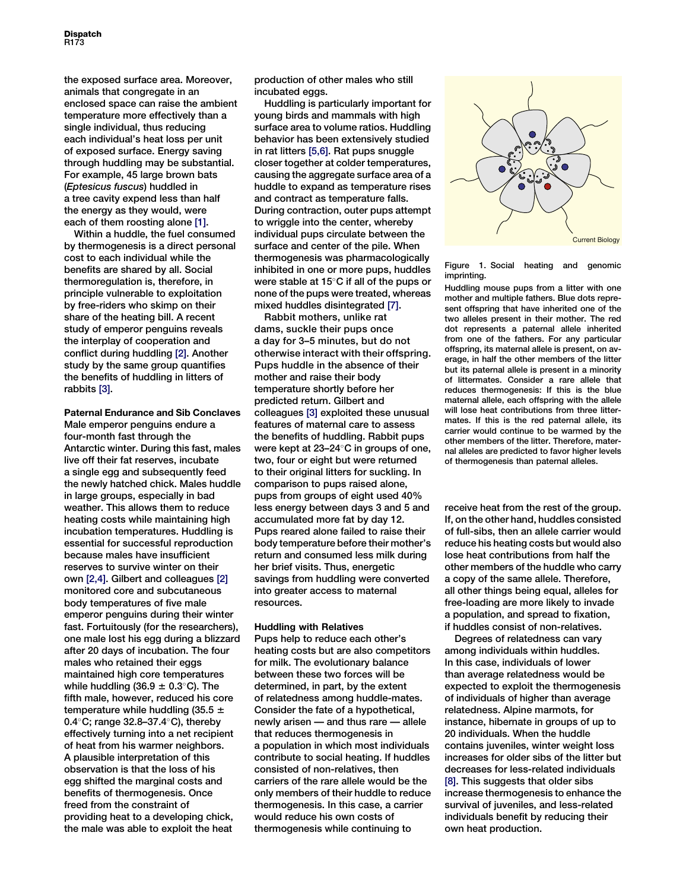the exposed surface area. Moreover, animals that congregate in an enclosed space can raise the ambient temperature more effectively than a single individual, thus reducing each individual's heat loss per unit of exposed surface. Energy saving through huddling may be substantial. For example, 45 large brown bats (*Eptesicus fuscus*) huddled in a tree cavity expend less than half the energy as they would, were each of them roosting alone [1].

Within a huddle, the fuel consumed by thermogenesis is a direct personal cost to each individual while the benefits are shared by all. Social thermoregulation is, therefore, in principle vulnerable to exploitation by free-riders who skimp on their share of the heating bill. A recent study of emperor penguins reveals the interplay of cooperation and conflict during huddling [2]. Another study by the same group quantifies the benefits of huddling in litters of rabbits [3].

**Paternal Endurance and Sib Conclaves**

Male emperor penguins endure a four-month fast through the Antarctic winter. During this fast, males live off their fat reserves, incubate a single egg and subsequently feed the newly hatched chick. Males huddle in large groups, especially in bad weather. This allows them to reduce heating costs while maintaining high incubation temperatures. Huddling is essential for successful reproduction because males have insufficient reserves to survive winter on their own [2,4]. Gilbert and colleagues [2] monitored core and subcutaneous body temperatures of five male emperor penguins during their winter fast. Fortuitously (for the researchers), one male lost his egg during a blizzard after 20 days of incubation. The four males who retained their eggs maintained high core temperatures while huddling (36.9 ± 0.3°C). The fifth male, however, reduced his core temperature while huddling (35.5 ± 0.4°C; range 32.8–37.4°C), thereby effectively turning into a net recipient of heat from his warmer neighbors. A plausible interpretation of this observation is that the loss of his egg shifted the marginal costs and benefits of thermogenesis. Once freed from the constraint of providing heat to a developing chick, the male was able to exploit the heat production of other males who still incubated eggs.

Huddling is particularly important for young birds and mammals with high surface area to volume ratios. Huddling behavior has been extensively studied in rat litters [5,6]. Rat pups snuggle closer together at colder temperatures, causing the aggregate surface area of a huddle to expand as temperature rises and contract as temperature falls. During contraction, outer pups attempt to wriggle into the center, whereby individual pups circulate between the surface and center of the pile. When thermogenesis was pharmacologically inhibited in one or more pups, huddles were stable at 15°C if all of the pups or none of the pups were treated, whereas mixed huddles disintegrated [7].

Rabbit mothers, unlike rat dams, suckle their pups once a day for 3–5 minutes, but do not otherwise interact with their offspring. Pups huddle in the absence of their mother and raise their body temperature shortly before her predicted return. Gilbert and colleagues [3] exploited these unusual features of maternal care to assess the benefits of huddling. Rabbit pups were kept at 23–24°C in groups of one, two, four or eight but were returned to their original litters for suckling. In comparison to pups raised alone, pups from groups of eight used 40% less energy between days 3 and 5 and accumulated more fat by day 12. Pups reared alone failed to raise their body temperature before their mother's return and consumed less milk during her brief visits. Thus, energetic savings from huddling were converted into greater access to maternal resources.

**Huddling with Relatives**

Pups help to reduce each other's heating costs but are also competitors for milk. The evolutionary balance between these two forces will be determined, in part, by the extent of relatedness among huddle-mates. Consider the fate of a hypothetical, newly arisen — and thus rare — allele that reduces thermogenesis in a population in which most individuals contribute to social heating. If huddles consisted of non-relatives, then carriers of the rare allele would be the only members of their huddle to reduce thermogenesis. In this case, a carrier would reduce his own costs of thermogenesis while continuing to receive heat from the rest of the group. If, on the other hand, huddles consisted of full-sibs, then an allele carrier would reduce his heating costs but would also lose heat contributions from half the other members of the huddle who carry a copy of the same allele. Therefore, all other things being equal, alleles for free-loading are more likely to invade a population, and spread to fixation, if huddles consist of non-relatives.

Current Biology

Figure 1. Social heating and genomic imprinting.

Huddling mouse pups from a litter with one mother and multiple fathers. Blue dots represent offspring that have inherited one of the two alleles present in their mother. The red dot represents a paternal allele inherited from one of the fathers. For any particular offspring, its maternal allele is present, on average, in half the other members of the litter but its paternal allele is present in a minority of littermates. Consider a rare allele that reduces thermogenesis: If this is the blue maternal allele, each offspring with the allele will lose heat contributions from three littermates. If this is the red paternal allele, its carrier would continue to be warmed by the other members of the litter. Therefore, maternal alleles are predicted to favor higher levels of thermogenesis than paternal alleles.

Degrees of relatedness can vary among individuals within huddles. In this case, individuals of lower than average relatedness would be expected to exploit the thermogenesis of individuals of higher than average relatedness. Alpine marmots, for instance, hibernate in groups of up to 20 individuals. When the huddle contains juveniles, winter weight loss increases for older sibs of the litter but decreases for less-related individuals [8]. This suggests that older sibs increase thermogenesis to enhance the survival of juveniles, and less-related individuals benefit by reducing their own heat production.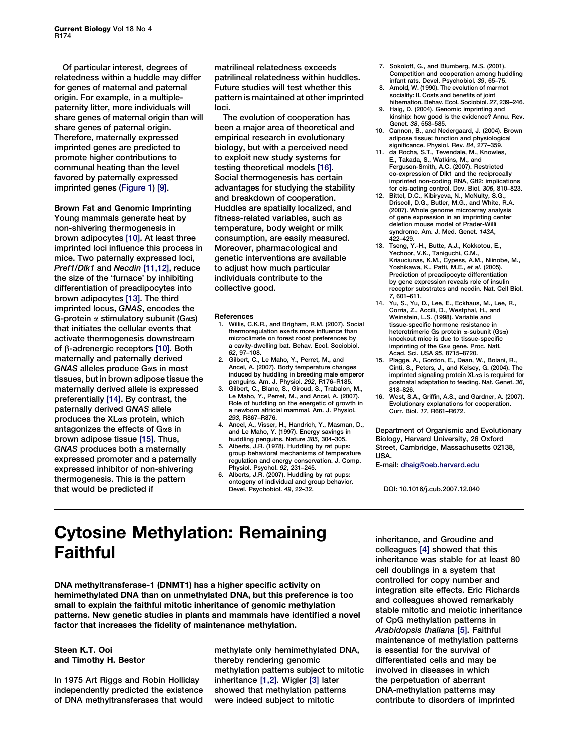Of particular interest, degrees of relatedness within a huddle may differ for genes of maternal and paternal origin. For example, in a multiple-paternity litter, more individuals will share genes of maternal origin than will share genes of paternal origin. Therefore, maternally expressed imprinted genes are predicted to promote higher contributions to communal heating than the level favored by paternally expressed imprinted genes (Figure 1) [9].

**Brown Fat and Genomic Imprinting**

Young mammals generate heat by non-shivering thermogenesis in brown adipocytes [10]. At least three imprinted loci influence this process in mice. Two paternally expressed loci, *Pref1*/*Dlk1* and *Necdin* [11,12], reduce the size of the 'furnace' by inhibiting differentiation of preadipocytes into brown adipocytes [13]. The third imprinted locus, *GNAS*, encodes the G-protein $\alpha$ stimulatory subunit (G$\alpha$s) that initiates the cellular events that activate thermogenesis downstream of $\beta$-adrenergic receptors [10]. Both maternally and paternally derived *GNAS* alleles produce G$\alpha$s in most tissues, but in brown adipose tissue the maternally derived allele is expressed preferentially [14]. By contrast, the paternally derived *GNAS* allele produces the XL$\alpha$s protein, which antagonizes the effects of G$\alpha$s in brown adipose tissue [15]. Thus, *GNAS* produces both a maternally expressed promoter and a paternally expressed inhibitor of non-shivering thermogenesis. This is the pattern that would be predicted if matrilineal relatedness exceeds patrilineal relatedness within huddles. Future studies will test whether this pattern is maintained at other imprinted loci.

The evolution of cooperation has been a major area of theoretical and empirical research in evolutionary biology, but with a perceived need to exploit new study systems for testing theoretical models [16]. Social thermogenesis has certain advantages for studying the stability and breakdown of cooperation. Huddles are spatially localized, and fitness-related variables, such as temperature, body weight or milk consumption, are easily measured. Moreover, pharmacological and genetic interventions are available to adjust how much particular individuals contribute to the collective good.

**References**

1. Willis, C.K.R., and Brigham, R.M. (2007). Social thermoregulation exerts more influence than microclimate on forest roost preferences by a cavity-dwelling bat. Behav. Ecol. Sociobiol. *62*, 97–108.
2. Gilbert, C., Le Maho, Y., Perret, M., and Ancel, A. (2007). Body temperature changes induced by huddling in breeding male emperor penguins. Am. J. Physiol. *292*, R176–R185.
3. Gilbert, C., Blanc, S., Giroud, S., Trabalon, M., Le Maho, Y., Perret, M., and Ancel, A. (2007). Role of huddling on the energetic of growth in a newborn altricial mammal. Am. J. Physiol. *293*, R867–R876.
4. Ancel, A., Visser, H., Handrich, Y., Masman, D., and Le Maho, Y. (1997). Energy savings in huddling penguins. Nature *385*, 304–305.
5. Alberts, J.R. (1978). Huddling by rat pups: group behavioral mechanisms of temperature regulation and energy conservation. J. Comp. Physiol. Psychol. *92*, 231–245.
6. Alberts, J.R. (2007). Huddling by rat pups: ontogeny of individual and group behavior. Devel. Psychobiol. *49*, 22–32.
7. Sokoloff, G., and Blumberg, M.S. (2001). Competition and cooperation among huddling infant rats. Devel. Psychobiol. *39*, 65–75.
8. Arnold, W. (1990). The evolution of marmot sociality: II. Costs and benefits of joint hibernation. Behav. Ecol. Sociobiol. *27*, 239–246.
9. Haig, D. (2004). Genomic imprinting and kinship: how good is the evidence? Annu. Rev. Genet. *38*, 553–585.
10. Cannon, B., and Nedergaard, J. (2004). Brown adipose tissue: function and physiological significance. Physiol. Rev. *84*, 277–359.
11. da Rocha, S.T., Tevendale, M., Knowles, E., Takada, S., Watkins, M., and Ferguson-Smith, A.C. (2007). Restricted co-expression of Dlk1 and the reciprocally imprinted non-coding RNA, Gtl2: implications for cis-acting control. Dev. Biol. *306*, 810–823.
12. Bittel, D.C., Kibiryeva, N., McNulty, S.G., Driscoll, D.G., Butler, M.G., and White, R.A. (2007). Whole genome microarray analysis of gene expression in an imprinting center deletion mouse model of Prader-Willi syndrome. Am. J. Med. Genet. *143A*, 422–429.
13. Tseng, Y.-H., Butte, A.J., Kokkotou, E., Yechoor, V.K., Taniguchi, C.M., Kriauciunas, K.M., Cypess, A.M., Niinobe, M., Yoshikawa, K., Patti, M.E., *et al*. (2005). Prediction of preadipocyte differentiation by gene expression reveals role of insulin receptor substrates and necdin. Nat. Cell Biol. *7*, 601–611.
14. Yu, S., Yu, D., Lee, E., Eckhaus, M., Lee, R., Corria, Z., Accili, D., Westphal, H., and Weinstein, L.S. (1998). Variable and tissue-specific hormone resistance in heterotrimeric Gs protein $\alpha$-subunit (Gs$\alpha$) knockout mice is due to tissue-specific imprinting of the Gs$\alpha$ gene. Proc. Natl. Acad. Sci. USA *95*, 8715–8720.
15. Plagge, A., Gordon, E., Dean, W., Boiani, R., Cinti, S., Peters, J., and Kelsey, G. (2004). The imprinted signaling protein XL$\alpha$s is required for postnatal adaptation to feeding. Nat. Genet. *36*, 818–826.
16. West, S.A., Griffin, A.S., and Gardner, A. (2007). Evolutionary explanations for cooperation. Curr. Biol. *17*, R661–R672.

Department of Organismic and Evolutionary Biology, Harvard University, 26 Oxford Street, Cambridge, Massachusetts 02138, USA.
E-mail: dhaig@oeb.harvard.edu

DOI: 10.1016/j.cub.2007.12.040

# Cytosine Methylation: Remaining Faithful

**DNA methyltransferase-1 (DNMT1) has a higher specific activity on hemimethylated DNA than on unmethylated DNA, but this preference is too small to explain the faithful mitotic inheritance of genomic methylation patterns. New genetic studies in plants and mammals have identified a novel factor that increases the fidelity of maintenance methylation.**

**Steen K.T. Ooi and Timothy H. Bestor**

In 1975 Art Riggs and Robin Holliday independently predicted the existence of DNA methyltransferases that would methylate only hemimethylated DNA, thereby rendering genomic methylation patterns subject to mitotic inheritance [1,2]. Wigler [3] later showed that methylation patterns were indeed subject to mitotic inheritance, and Groudine and colleagues [4] showed that this inheritance was stable for at least 80 cell doublings in a system that controlled for copy number and integration site effects. Eric Richards and colleagues showed remarkably stable mitotic and meiotic inheritance of CpG methylation patterns in *Arabidopsis thaliana* [5]. Faithful maintenance of methylation patterns is essential for the survival of differentiated cells and may be involved in diseases in which the perpetuation of aberrant DNA-methylation patterns may contribute to disorders of imprinted